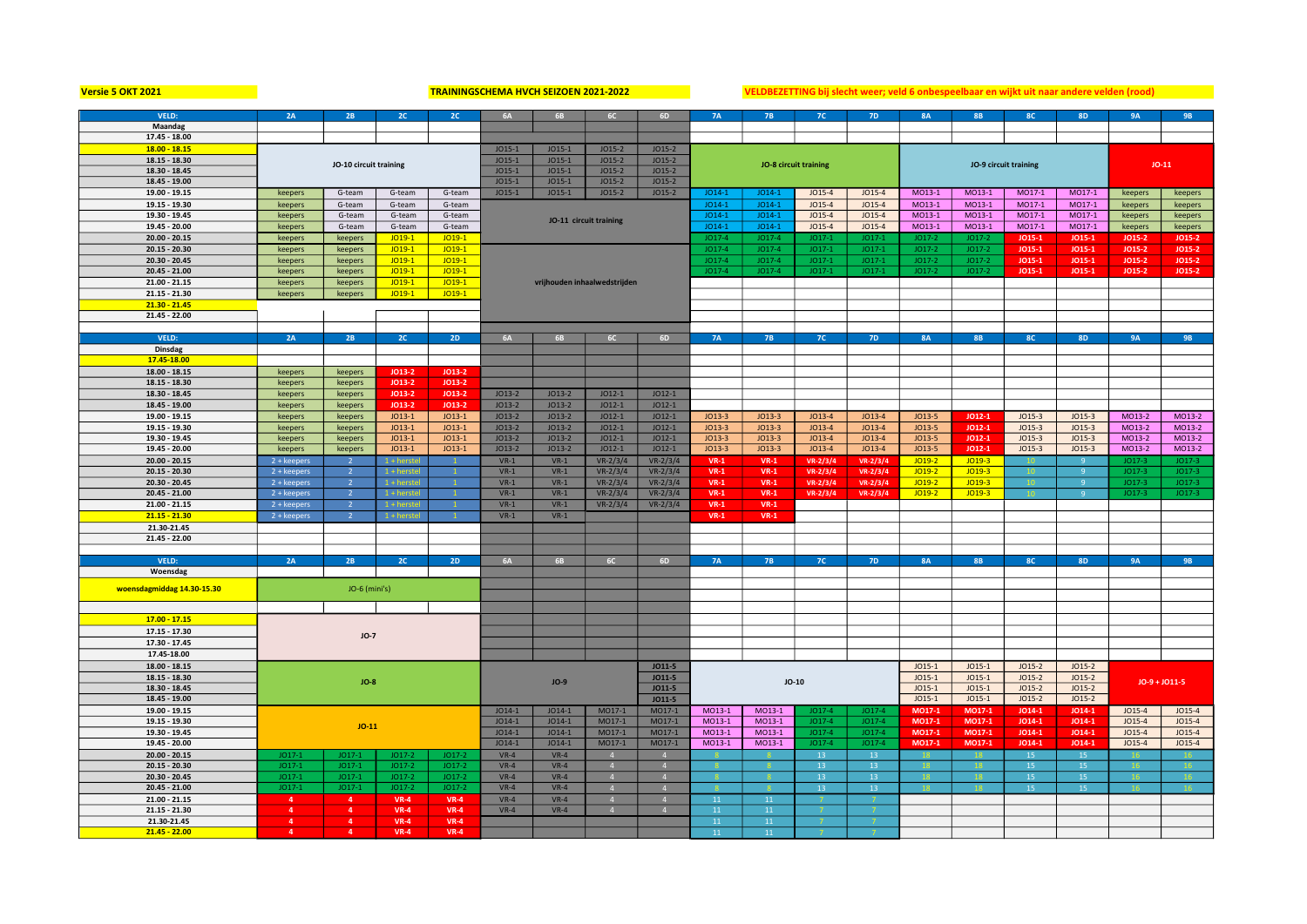**Versie 5 OKT 2021** — **TRAININGSCHEMA HVCH SEIZOEN 2021-2022** — **VELDBEZETTING bij slecht weer; veld 6 onbespeelbaar en wijkt uit naar andere velden (rood)**

| VELD: | 2A | 2B | 2C | 2C | 6A | 6B | 6C | 6D | 7A | 7B | 7C | 7D | 8A | 8B | 8C | 8D | 9A | 9B |
|---|---|---|---|---|---|---|---|---|---|---|---|---|---|---|---|---|---|---|
| **Maandag** | | | | | | | | | | | | | | | | | | |
| 17.45 - 18.00 | | | | | | | | | | | | | | | | | | |
| 18.00 - 18.15 | JO-10 circuit training | | | | JO15-1 | JO15-1 | JO15-2 | JO15-2 | JO-8 circuit training | | | | JO-9 circuit training | | | | JO-11 | |
| 18.15 - 18.30 | | | | | JO15-1 | JO15-1 | JO15-2 | JO15-2 | | | | | | | | | | |
| 18.30 - 18.45 | | | | | JO15-1 | JO15-1 | JO15-2 | JO15-2 | | | | | | | | | | |
| 18.45 - 19.00 | | | | | JO15-1 | JO15-1 | JO15-2 | JO15-2 | | | | | | | | | | |
| 19.00 - 19.15 | keepers | G-team | G-team | G-team | JO15-1 | JO15-1 | JO15-2 | JO15-2 | JO14-1 | JO14-1 | JO15-4 | JO15-4 | MO13-1 | MO13-1 | MO17-1 | MO17-1 | keepers | keepers |
| 19.15 - 19.30 | keepers | G-team | G-team | G-team | JO-11 circuit training | | | | JO14-1 | JO14-1 | JO15-4 | JO15-4 | MO13-1 | MO13-1 | MO17-1 | MO17-1 | keepers | keepers |
| 19.30 - 19.45 | keepers | G-team | G-team | G-team | | | | | JO14-1 | JO14-1 | JO15-4 | JO15-4 | MO13-1 | MO13-1 | MO17-1 | MO17-1 | keepers | keepers |
| 19.45 - 20.00 | keepers | G-team | G-team | G-team | | | | | JO14-1 | JO14-1 | JO15-4 | JO15-4 | MO13-1 | MO13-1 | MO17-1 | MO17-1 | keepers | keepers |
| 20.00 - 20.15 | keepers | keepers | JO19-1 | JO19-1 | | | | | JO17-4 | JO17-4 | JO17-1 | JO17-1 | JO17-2 | JO17-2 | JO15-1 | JO15-1 | JO15-2 | JO15-2 |
| 20.15 - 20.30 | keepers | keepers | JO19-1 | JO19-1 | vrijhouden inhaalwedstrijden | | | | JO17-4 | JO17-4 | JO17-1 | JO17-1 | JO17-2 | JO17-2 | JO15-1 | JO15-1 | JO15-2 | JO15-2 |
| 20.30 - 20.45 | keepers | keepers | JO19-1 | JO19-1 | | | | | JO17-4 | JO17-4 | JO17-1 | JO17-1 | JO17-2 | JO17-2 | JO15-1 | JO15-1 | JO15-2 | JO15-2 |
| 20.45 - 21.00 | keepers | keepers | JO19-1 | JO19-1 | | | | | JO17-4 | JO17-4 | JO17-1 | JO17-1 | JO17-2 | JO17-2 | JO15-1 | JO15-1 | JO15-2 | JO15-2 |
| 21.00 - 21.15 | keepers | keepers | JO19-1 | JO19-1 | | | | | | | | | | | | | | |
| 21.15 - 21.30 | keepers | keepers | JO19-1 | JO19-1 | | | | | | | | | | | | | | |
| 21.30 - 21.45 | | | | | | | | | | | | | | | | | | |
| 21.45 - 22.00 | | | | | | | | | | | | | | | | | | |

| VELD: | 2A | 2B | 2C | 2D | 6A | 6B | 6C | 6D | 7A | 7B | 7C | 7D | 8A | 8B | 8C | 8D | 9A | 9B |
|---|---|---|---|---|---|---|---|---|---|---|---|---|---|---|---|---|---|---|
| **Dinsdag** | | | | | | | | | | | | | | | | | | |
| 17.45-18.00 | | | | | | | | | | | | | | | | | | |
| 18.00 - 18.15 | keepers | keepers | JO13-2 | JO13-2 | | | | | | | | | | | | | | |
| 18.15 - 18.30 | keepers | keepers | JO13-2 | JO13-2 | | | | | | | | | | | | | | |
| 18.30 - 18.45 | keepers | keepers | JO13-2 | JO13-2 | JO13-2 | JO13-2 | JO12-1 | JO12-1 | | | | | | | | | | |
| 18.45 - 19.00 | keepers | keepers | JO13-2 | JO13-2 | JO13-2 | JO13-2 | JO12-1 | JO12-1 | | | | | | | | | | |
| 19.00 - 19.15 | keepers | keepers | JO13-1 | JO13-1 | JO13-2 | JO13-2 | JO12-1 | JO12-1 | JO13-3 | JO13-3 | JO13-4 | JO13-4 | JO13-5 | JO12-1 | JO15-3 | JO15-3 | MO13-2 | MO13-2 |
| 19.15 - 19.30 | keepers | keepers | JO13-1 | JO13-1 | JO13-2 | JO13-2 | JO12-1 | JO12-1 | JO13-3 | JO13-3 | JO13-4 | JO13-4 | JO13-5 | JO12-1 | JO15-3 | JO15-3 | MO13-2 | MO13-2 |
| 19.30 - 19.45 | keepers | keepers | JO13-1 | JO13-1 | JO13-2 | JO13-2 | JO12-1 | JO12-1 | JO13-3 | JO13-3 | JO13-4 | JO13-4 | JO13-5 | JO12-1 | JO15-3 | JO15-3 | MO13-2 | MO13-2 |
| 19.45 - 20.00 | keepers | keepers | JO13-1 | JO13-1 | JO13-2 | JO13-2 | JO12-1 | JO12-1 | JO13-3 | JO13-3 | JO13-4 | JO13-4 | JO13-5 | JO12-1 | JO15-3 | JO15-3 | MO13-2 | MO13-2 |
| 20.00 - 20.15 | 2 + keepers | 2 | 1 + herstel | 1 | VR-1 | VR-1 | VR-2/3/4 | VR-2/3/4 | VR-1 | VR-1 | VR-2/3/4 | VR-2/3/4 | JO19-2 | JO19-3 | 10 | 9 | JO17-3 | JO17-3 |
| 20.15 - 20.30 | 2 + keepers | 2 | 1 + herstel | 1 | VR-1 | VR-1 | VR-2/3/4 | VR-2/3/4 | VR-1 | VR-1 | VR-2/3/4 | VR-2/3/4 | JO19-2 | JO19-3 | 10 | 9 | JO17-3 | JO17-3 |
| 20.30 - 20.45 | 2 + keepers | 2 | 1 + herstel | 1 | VR-1 | VR-1 | VR-2/3/4 | VR-2/3/4 | VR-1 | VR-1 | VR-2/3/4 | VR-2/3/4 | JO19-2 | JO19-3 | 10 | 9 | JO17-3 | JO17-3 |
| 20.45 - 21.00 | 2 + keepers | 2 | 1 + herstel | 1 | VR-1 | VR-1 | VR-2/3/4 | VR-2/3/4 | VR-1 | VR-1 | VR-2/3/4 | VR-2/3/4 | JO19-2 | JO19-3 | 10 | 9 | JO17-3 | JO17-3 |
| 21.00 - 21.15 | 2 + keepers | 2 | 1 + herstel | 1 | VR-1 | VR-1 | VR-2/3/4 | VR-2/3/4 | VR-1 | VR-1 | | | | | | | | |
| 21.15 - 21.30 | 2 + keepers | 2 | 1 + herstel | 1 | VR-1 | VR-1 | | | VR-1 | VR-1 | | | | | | | | |
| 21.30-21.45 | | | | | | | | | | | | | | | | | | |
| 21.45 - 22.00 | | | | | | | | | | | | | | | | | | |

| VELD: | 2A | 2B | 2C | 2D | 6A | 6B | 6C | 6D | 7A | 7B | 7C | 7D | 8A | 8B | 8C | 8D | 9A | 9B |
|---|---|---|---|---|---|---|---|---|---|---|---|---|---|---|---|---|---|---|
| **Woensdag** | | | | | | | | | | | | | | | | | | |
| woensdagmiddag 14.30-15.30 | JO-6 (mini's) | | | | | | | | | | | | | | | | | |
| 17.00 - 17.15 | JO-7 | | | | | | | | | | | | | | | | | |
| 17.15 - 17.30 | | | | | | | | | | | | | | | | | | |
| 17.30 - 17.45 | | | | | | | | | | | | | | | | | | |
| 17.45-18.00 | | | | | | | | | | | | | | | | | | |
| 18.00 - 18.15 | JO-8 | | | | JO-9 | | | JO11-5 | JO-10 | | | | JO15-1 | JO15-1 | JO15-2 | JO15-2 | JO-9 + JO11-5 | |
| 18.15 - 18.30 | | | | | | | | JO11-5 | | | | | JO15-1 | JO15-1 | JO15-2 | JO15-2 | | |
| 18.30 - 18.45 | | | | | | | | JO11-5 | | | | | JO15-1 | JO15-1 | JO15-2 | JO15-2 | | |
| 18.45 - 19.00 | | | | | | | | JO11-5 | | | | | JO15-1 | JO15-1 | JO15-2 | JO15-2 | | |
| 19.00 - 19.15 | JO-11 | | | | JO14-1 | JO14-1 | MO17-1 | MO17-1 | MO13-1 | MO13-1 | JO17-4 | JO17-4 | MO17-1 | MO17-1 | JO14-1 | JO14-1 | JO15-4 | JO15-4 |
| 19.15 - 19.30 | | | | | JO14-1 | JO14-1 | MO17-1 | MO17-1 | MO13-1 | MO13-1 | JO17-4 | JO17-4 | MO17-1 | MO17-1 | JO14-1 | JO14-1 | JO15-4 | JO15-4 |
| 19.30 - 19.45 | | | | | JO14-1 | JO14-1 | MO17-1 | MO17-1 | MO13-1 | MO13-1 | JO17-4 | JO17-4 | MO17-1 | MO17-1 | JO14-1 | JO14-1 | JO15-4 | JO15-4 |
| 19.45 - 20.00 | | | | | JO14-1 | JO14-1 | MO17-1 | MO17-1 | MO13-1 | MO13-1 | JO17-4 | JO17-4 | MO17-1 | MO17-1 | JO14-1 | JO14-1 | JO15-4 | JO15-4 |
| 20.00 - 20.15 | JO17-1 | JO17-1 | JO17-2 | JO17-2 | VR-4 | VR-4 | 4 | 4 | 8 | 8 | 13 | 13 | 18 | 18 | 15 | 15 | 16 | 16 |
| 20.15 - 20.30 | JO17-1 | JO17-1 | JO17-2 | JO17-2 | VR-4 | VR-4 | 4 | 4 | 8 | 8 | 13 | 13 | 18 | 18 | 15 | 15 | 16 | 16 |
| 20.30 - 20.45 | JO17-1 | JO17-1 | JO17-2 | JO17-2 | VR-4 | VR-4 | 4 | 4 | 8 | 8 | 13 | 13 | 18 | 18 | 15 | 15 | 16 | 16 |
| 20.45 - 21.00 | JO17-1 | JO17-1 | JO17-2 | JO17-2 | VR-4 | VR-4 | 4 | 4 | 8 | 8 | 13 | 13 | 18 | 18 | 15 | 15 | 16 | 16 |
| 21.00 - 21.15 | 4 | 4 | VR-4 | VR-4 | VR-4 | VR-4 | 4 | 4 | 11 | 11 | 7 | 7 | | | | | | |
| 21.15 - 21.30 | 4 | 4 | VR-4 | VR-4 | VR-4 | VR-4 | 4 | 4 | 11 | 11 | 7 | 7 | | | | | | |
| 21.30-21.45 | 4 | 4 | VR-4 | VR-4 | | | | | 11 | 11 | 7 | 7 | | | | | | |
| 21.45 - 22.00 | 4 | 4 | VR-4 | VR-4 | | | | | 11 | 11 | 7 | 7 | | | | | | |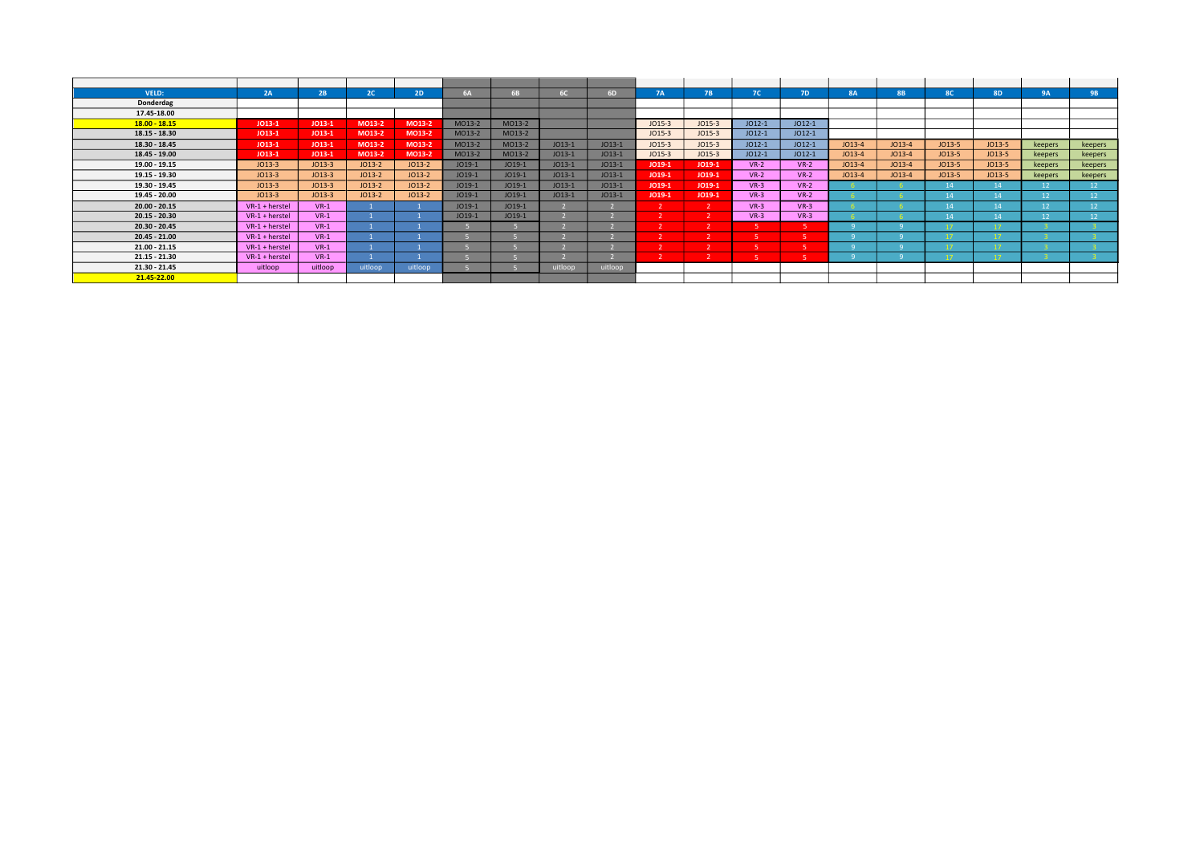| VELD: | 2A | 2B | 2C | 2D | 6A | 6B | 6C | 6D | 7A | 7B | 7C | 7D | 8A | 8B | 8C | 8D | 9A | 9B |
|---|---|---|---|---|---|---|---|---|---|---|---|---|---|---|---|---|---|---|
| Donderdag | | | | | | | | | | | | | | | | | | |
| 17.45-18.00 | | | | | | | | | | | | | | | | | | |
| 18.00 - 18.15 | JO13-1 | JO13-1 | MO13-2 | MO13-2 | MO13-2 | MO13-2 | | | JO15-3 | JO15-3 | JO12-1 | JO12-1 | | | | | | |
| 18.15 - 18.30 | JO13-1 | JO13-1 | MO13-2 | MO13-2 | MO13-2 | MO13-2 | | | JO15-3 | JO15-3 | JO12-1 | JO12-1 | | | | | | |
| 18.30 - 18.45 | JO13-1 | JO13-1 | MO13-2 | MO13-2 | MO13-2 | MO13-2 | JO13-1 | JO13-1 | JO15-3 | JO15-3 | JO12-1 | JO12-1 | JO13-4 | JO13-4 | JO13-5 | JO13-5 | keepers | keepers |
| 18.45 - 19.00 | JO13-1 | JO13-1 | MO13-2 | MO13-2 | MO13-2 | MO13-2 | JO13-1 | JO13-1 | JO15-3 | JO15-3 | JO12-1 | JO12-1 | JO13-4 | JO13-4 | JO13-5 | JO13-5 | keepers | keepers |
| 19.00 - 19.15 | JO13-3 | JO13-3 | JO13-2 | JO13-2 | JO19-1 | JO19-1 | JO13-1 | JO13-1 | JO19-1 | JO19-1 | VR-2 | VR-2 | JO13-4 | JO13-4 | JO13-5 | JO13-5 | keepers | keepers |
| 19.15 - 19.30 | JO13-3 | JO13-3 | JO13-2 | JO13-2 | JO19-1 | JO19-1 | JO13-1 | JO13-1 | JO19-1 | JO19-1 | VR-2 | VR-2 | JO13-4 | JO13-4 | JO13-5 | JO13-5 | keepers | keepers |
| 19.30 - 19.45 | JO13-3 | JO13-3 | JO13-2 | JO13-2 | JO19-1 | JO19-1 | JO13-1 | JO13-1 | JO19-1 | JO19-1 | VR-3 | VR-2 | 6 | 6 | 14 | 14 | 12 | 12 |
| 19.45 - 20.00 | JO13-3 | JO13-3 | JO13-2 | JO13-2 | JO19-1 | JO19-1 | JO13-1 | JO13-1 | JO19-1 | JO19-1 | VR-3 | VR-2 | 6 | 6 | 14 | 14 | 12 | 12 |
| 20.00 - 20.15 | VR-1 + herstel | VR-1 | 1 | 1 | JO19-1 | JO19-1 | 2 | 2 | 2 | 2 | VR-3 | VR-3 | 6 | 6 | 14 | 14 | 12 | 12 |
| 20.15 - 20.30 | VR-1 + herstel | VR-1 | 1 | 1 | JO19-1 | JO19-1 | 2 | 2 | 2 | 2 | VR-3 | VR-3 | 6 | 6 | 14 | 14 | 12 | 12 |
| 20.30 - 20.45 | VR-1 + herstel | VR-1 | 1 | 1 | 5 | 5 | 2 | 2 | 2 | 2 | 5 | 5 | 9 | 9 | 17 | 17 | 3 | 3 |
| 20.45 - 21.00 | VR-1 + herstel | VR-1 | 1 | 1 | 5 | 5 | 2 | 2 | 2 | 2 | 5 | 5 | 9 | 9 | 17 | 17 | 3 | 3 |
| 21.00 - 21.15 | VR-1 + herstel | VR-1 | 1 | 1 | 5 | 5 | 2 | 2 | 2 | 2 | 5 | 5 | 9 | 9 | 17 | 17 | 3 | 3 |
| 21.15 - 21.30 | VR-1 + herstel | VR-1 | 1 | 1 | 5 | 5 | 2 | 2 | 2 | 2 | 5 | 5 | 9 | 9 | 17 | 17 | 3 | 3 |
| 21.30 - 21.45 | uitloop | uitloop | uitloop | uitloop | 5 | 5 | uitloop | uitloop | | | | | | | | | | |
| 21.45-22.00 | | | | | | | | | | | | | | | | | | |